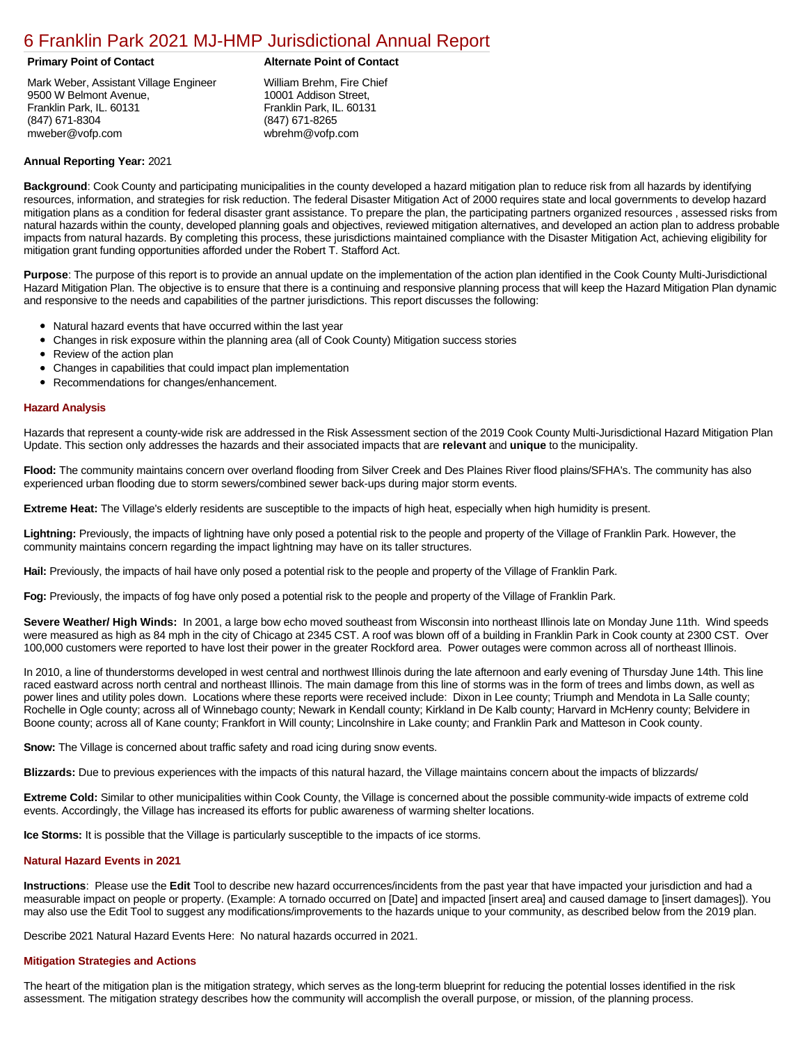# 6 Franklin Park 2021 MJ-HMP Jurisdictional Annual Report

**Primary Point of Contact**

Mark Weber, Assistant Village Engineer
9500 W Belmont Avenue,
Franklin Park, IL. 60131
(847) 671-8304
mweber@vofp.com

**Alternate Point of Contact**

William Brehm, Fire Chief
10001 Addison Street,
Franklin Park, IL. 60131
(847) 671-8265
wbrehm@vofp.com

**Annual Reporting Year:** 2021

**Background**: Cook County and participating municipalities in the county developed a hazard mitigation plan to reduce risk from all hazards by identifying resources, information, and strategies for risk reduction. The federal Disaster Mitigation Act of 2000 requires state and local governments to develop hazard mitigation plans as a condition for federal disaster grant assistance. To prepare the plan, the participating partners organized resources , assessed risks from natural hazards within the county, developed planning goals and objectives, reviewed mitigation alternatives, and developed an action plan to address probable impacts from natural hazards. By completing this process, these jurisdictions maintained compliance with the Disaster Mitigation Act, achieving eligibility for mitigation grant funding opportunities afforded under the Robert T. Stafford Act.

**Purpose**: The purpose of this report is to provide an annual update on the implementation of the action plan identified in the Cook County Multi-Jurisdictional Hazard Mitigation Plan. The objective is to ensure that there is a continuing and responsive planning process that will keep the Hazard Mitigation Plan dynamic and responsive to the needs and capabilities of the partner jurisdictions. This report discusses the following:

- Natural hazard events that have occurred within the last year
- Changes in risk exposure within the planning area (all of Cook County) Mitigation success stories
- Review of the action plan
- Changes in capabilities that could impact plan implementation
- Recommendations for changes/enhancement.

## Hazard Analysis

Hazards that represent a county-wide risk are addressed in the Risk Assessment section of the 2019 Cook County Multi-Jurisdictional Hazard Mitigation Plan Update. This section only addresses the hazards and their associated impacts that are **relevant** and **unique** to the municipality.

**Flood:** The community maintains concern over overland flooding from Silver Creek and Des Plaines River flood plains/SFHA's. The community has also experienced urban flooding due to storm sewers/combined sewer back-ups during major storm events.

**Extreme Heat:** The Village's elderly residents are susceptible to the impacts of high heat, especially when high humidity is present.

**Lightning:** Previously, the impacts of lightning have only posed a potential risk to the people and property of the Village of Franklin Park. However, the community maintains concern regarding the impact lightning may have on its taller structures.

**Hail:** Previously, the impacts of hail have only posed a potential risk to the people and property of the Village of Franklin Park.

**Fog:** Previously, the impacts of fog have only posed a potential risk to the people and property of the Village of Franklin Park.

**Severe Weather/ High Winds:** In 2001, a large bow echo moved southeast from Wisconsin into northeast Illinois late on Monday June 11th. Wind speeds were measured as high as 84 mph in the city of Chicago at 2345 CST. A roof was blown off of a building in Franklin Park in Cook county at 2300 CST. Over 100,000 customers were reported to have lost their power in the greater Rockford area. Power outages were common across all of northeast Illinois.

In 2010, a line of thunderstorms developed in west central and northwest Illinois during the late afternoon and early evening of Thursday June 14th. This line raced eastward across north central and northeast Illinois. The main damage from this line of storms was in the form of trees and limbs down, as well as power lines and utility poles down. Locations where these reports were received include: Dixon in Lee county; Triumph and Mendota in La Salle county; Rochelle in Ogle county; across all of Winnebago county; Newark in Kendall county; Kirkland in De Kalb county; Harvard in McHenry county; Belvidere in Boone county; across all of Kane county; Frankfort in Will county; Lincolnshire in Lake county; and Franklin Park and Matteson in Cook county.

**Snow:** The Village is concerned about traffic safety and road icing during snow events.

**Blizzards:** Due to previous experiences with the impacts of this natural hazard, the Village maintains concern about the impacts of blizzards/

**Extreme Cold:** Similar to other municipalities within Cook County, the Village is concerned about the possible community-wide impacts of extreme cold events. Accordingly, the Village has increased its efforts for public awareness of warming shelter locations.

**Ice Storms:** It is possible that the Village is particularly susceptible to the impacts of ice storms.

## Natural Hazard Events in 2021

**Instructions**: Please use the **Edit** Tool to describe new hazard occurrences/incidents from the past year that have impacted your jurisdiction and had a measurable impact on people or property. (Example: A tornado occurred on [Date] and impacted [insert area] and caused damage to [insert damages]). You may also use the Edit Tool to suggest any modifications/improvements to the hazards unique to your community, as described below from the 2019 plan.

Describe 2021 Natural Hazard Events Here: No natural hazards occurred in 2021.

## Mitigation Strategies and Actions

The heart of the mitigation plan is the mitigation strategy, which serves as the long-term blueprint for reducing the potential losses identified in the risk assessment. The mitigation strategy describes how the community will accomplish the overall purpose, or mission, of the planning process.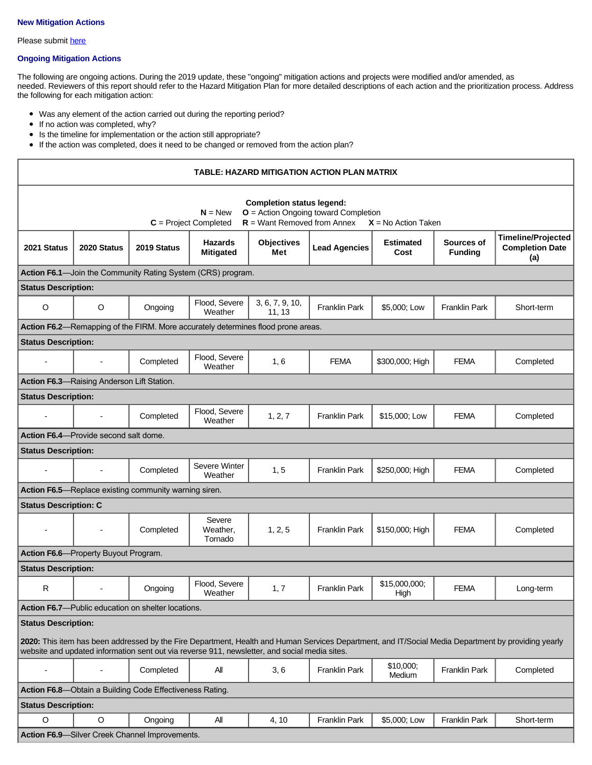### New Mitigation Actions

Please submit [here]

### Ongoing Mitigation Actions

The following are ongoing actions. During the 2019 update, these "ongoing" mitigation actions and projects were modified and/or amended, as needed. Reviewers of this report should refer to the Hazard Mitigation Plan for more detailed descriptions of each action and the prioritization process. Address the following for each mitigation action:

- Was any element of the action carried out during the reporting period?
- If no action was completed, why?
- Is the timeline for implementation or the action still appropriate?
- If the action was completed, does it need to be changed or removed from the action plan?

**TABLE: HAZARD MITIGATION ACTION PLAN MATRIX**

**Completion status legend:**
**N** = New **O** = Action Ongoing toward Completion
**C** = Project Completed **R** = Want Removed from Annex **X** = No Action Taken

| 2021 Status | 2020 Status | 2019 Status | Hazards Mitigated | Objectives Met | Lead Agencies | Estimated Cost | Sources of Funding | Timeline/Projected Completion Date (a) |
|---|---|---|---|---|---|---|---|---|
| **Action F6.1**—Join the Community Rating System (CRS) program. | | | | | | | | |
| **Status Description:** | | | | | | | | |
| O | O | Ongoing | Flood, Severe Weather | 3, 6, 7, 9, 10, 11, 13 | Franklin Park | $5,000; Low | Franklin Park | Short-term |
| **Action F6.2**—Remapping of the FIRM. More accurately determines flood prone areas. | | | | | | | | |
| **Status Description:** | | | | | | | | |
| - | - | Completed | Flood, Severe Weather | 1, 6 | FEMA | $300,000; High | FEMA | Completed |
| **Action F6.3**—Raising Anderson Lift Station. | | | | | | | | |
| **Status Description:** | | | | | | | | |
| - | - | Completed | Flood, Severe Weather | 1, 2, 7 | Franklin Park | $15,000; Low | FEMA | Completed |
| **Action F6.4**—Provide second salt dome. | | | | | | | | |
| **Status Description:** | | | | | | | | |
| - | - | Completed | Severe Winter Weather | 1, 5 | Franklin Park | $250,000; High | FEMA | Completed |
| **Action F6.5**—Replace existing community warning siren. | | | | | | | | |
| **Status Description: C** | | | | | | | | |
| - | - | Completed | Severe Weather, Tornado | 1, 2, 5 | Franklin Park | $150,000; High | FEMA | Completed |
| **Action F6.6**—Property Buyout Program. | | | | | | | | |
| **Status Description:** | | | | | | | | |
| R | - | Ongoing | Flood, Severe Weather | 1, 7 | Franklin Park | $15,000,000; High | FEMA | Long-term |
| **Action F6.7**—Public education on shelter locations. | | | | | | | | |
| **Status Description:** **2020:** This item has been addressed by the Fire Department, Health and Human Services Department, and IT/Social Media Department by providing yearly website and updated information sent out via reverse 911, newsletter, and social media sites. | | | | | | | | |
| - | - | Completed | All | 3, 6 | Franklin Park | $10,000; Medium | Franklin Park | Completed |
| **Action F6.8**—Obtain a Building Code Effectiveness Rating. | | | | | | | | |
| **Status Description:** | | | | | | | | |
| O | O | Ongoing | All | 4, 10 | Franklin Park | $5,000; Low | Franklin Park | Short-term |
| **Action F6.9**—Silver Creek Channel Improvements. | | | | | | | | |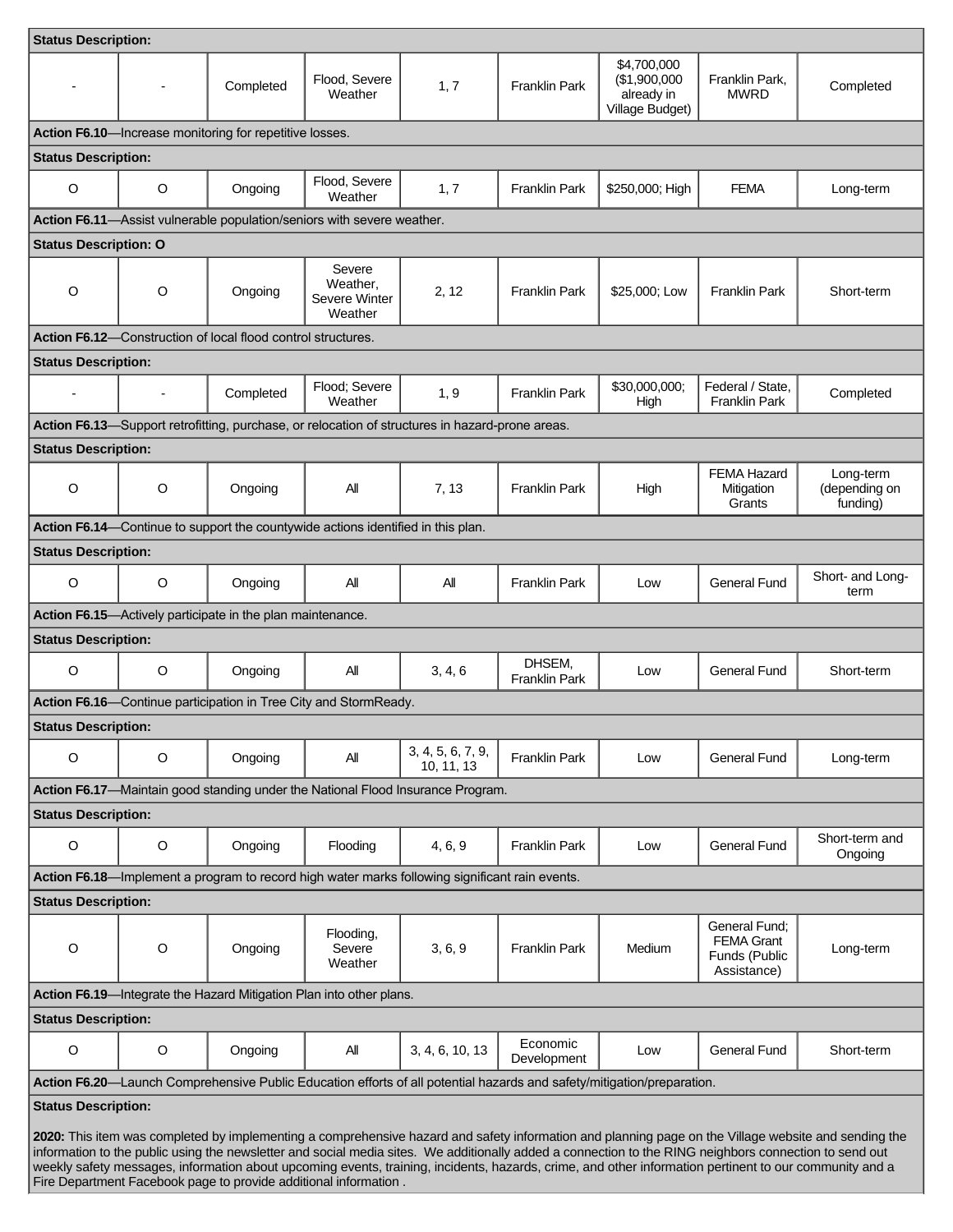| | | | | | | | | |
|---|---|---|---|---|---|---|---|---|
| **Status Description:** | | | | | | | | |
| - | - | Completed | Flood, Severe Weather | 1, 7 | Franklin Park | $4,700,000 ($1,900,000 already in Village Budget) | Franklin Park, MWRD | Completed |
| **Action F6.10**—Increase monitoring for repetitive losses. | | | | | | | | |
| **Status Description:** | | | | | | | | |
| O | O | Ongoing | Flood, Severe Weather | 1, 7 | Franklin Park | $250,000; High | FEMA | Long-term |
| **Action F6.11**—Assist vulnerable population/seniors with severe weather. | | | | | | | | |
| **Status Description: O** | | | | | | | | |
| O | O | Ongoing | Severe Weather, Severe Winter Weather | 2, 12 | Franklin Park | $25,000; Low | Franklin Park | Short-term |
| **Action F6.12**—Construction of local flood control structures. | | | | | | | | |
| **Status Description:** | | | | | | | | |
| - | - | Completed | Flood; Severe Weather | 1, 9 | Franklin Park | $30,000,000; High | Federal / State, Franklin Park | Completed |
| **Action F6.13**—Support retrofitting, purchase, or relocation of structures in hazard-prone areas. | | | | | | | | |
| **Status Description:** | | | | | | | | |
| O | O | Ongoing | All | 7, 13 | Franklin Park | High | FEMA Hazard Mitigation Grants | Long-term (depending on funding) |
| **Action F6.14**—Continue to support the countywide actions identified in this plan. | | | | | | | | |
| **Status Description:** | | | | | | | | |
| O | O | Ongoing | All | All | Franklin Park | Low | General Fund | Short- and Long-term |
| **Action F6.15**—Actively participate in the plan maintenance. | | | | | | | | |
| **Status Description:** | | | | | | | | |
| O | O | Ongoing | All | 3, 4, 6 | DHSEM, Franklin Park | Low | General Fund | Short-term |
| **Action F6.16**—Continue participation in Tree City and StormReady. | | | | | | | | |
| **Status Description:** | | | | | | | | |
| O | O | Ongoing | All | 3, 4, 5, 6, 7, 9, 10, 11, 13 | Franklin Park | Low | General Fund | Long-term |
| **Action F6.17**—Maintain good standing under the National Flood Insurance Program. | | | | | | | | |
| **Status Description:** | | | | | | | | |
| O | O | Ongoing | Flooding | 4, 6, 9 | Franklin Park | Low | General Fund | Short-term and Ongoing |
| **Action F6.18**—Implement a program to record high water marks following significant rain events. | | | | | | | | |
| **Status Description:** | | | | | | | | |
| O | O | Ongoing | Flooding, Severe Weather | 3, 6, 9 | Franklin Park | Medium | General Fund; FEMA Grant Funds (Public Assistance) | Long-term |
| **Action F6.19**—Integrate the Hazard Mitigation Plan into other plans. | | | | | | | | |
| **Status Description:** | | | | | | | | |
| O | O | Ongoing | All | 3, 4, 6, 10, 13 | Economic Development | Low | General Fund | Short-term |
| **Action F6.20**—Launch Comprehensive Public Education efforts of all potential hazards and safety/mitigation/preparation. | | | | | | | | |
| **Status Description:** | | | | | | | | |
| **2020:** This item was completed by implementing a comprehensive hazard and safety information and planning page on the Village website and sending the information to the public using the newsletter and social media sites. We additionally added a connection to the RING neighbors connection to send out weekly safety messages, information about upcoming events, training, incidents, hazards, crime, and other information pertinent to our community and a Fire Department Facebook page to provide additional information . | | | | | | | | |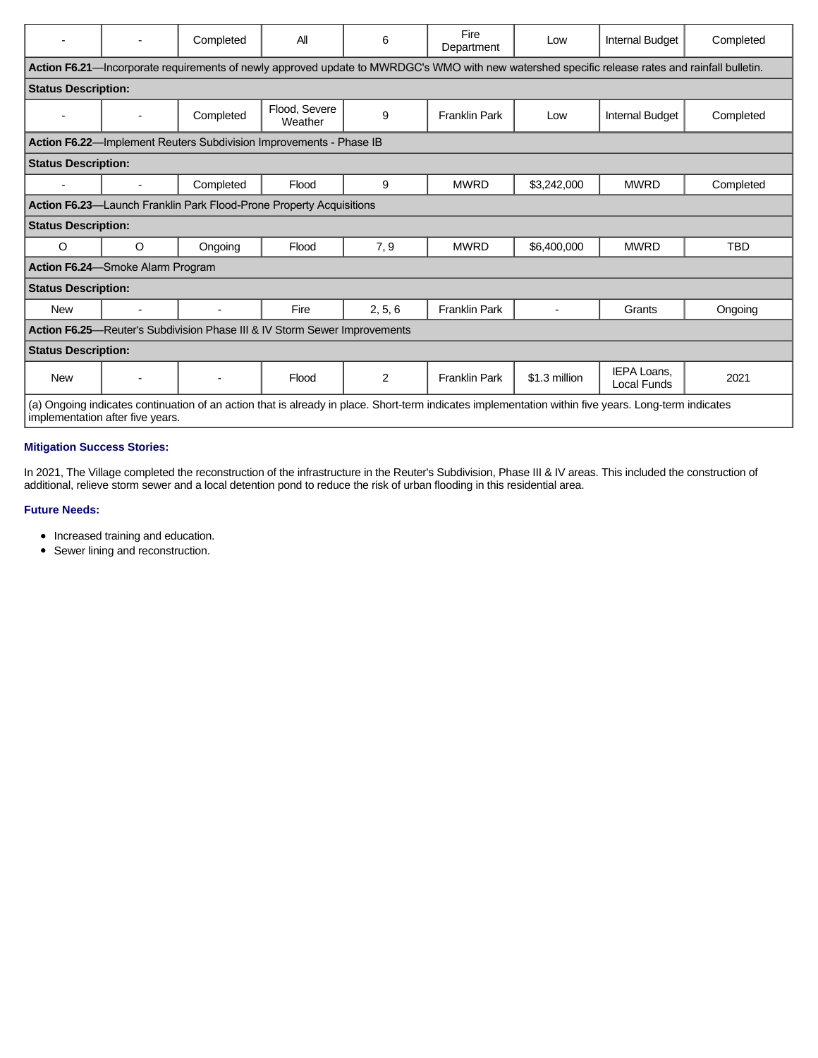| | | | | | | | | |
|---|---|---|---|---|---|---|---|---|
| - | - | Completed | All | 6 | Fire Department | Low | Internal Budget | Completed |
| **Action F6.21**—Incorporate requirements of newly approved update to MWRDGC's WMO with new watershed specific release rates and rainfall bulletin. | | | | | | | | |
| **Status Description:** | | | | | | | | |
| - | - | Completed | Flood, Severe Weather | 9 | Franklin Park | Low | Internal Budget | Completed |
| **Action F6.22**—Implement Reuters Subdivision Improvements - Phase IB | | | | | | | | |
| **Status Description:** | | | | | | | | |
| - | - | Completed | Flood | 9 | MWRD | $3,242,000 | MWRD | Completed |
| **Action F6.23**—Launch Franklin Park Flood-Prone Property Acquisitions | | | | | | | | |
| **Status Description:** | | | | | | | | |
| O | O | Ongoing | Flood | 7, 9 | MWRD | $6,400,000 | MWRD | TBD |
| **Action F6.24**—Smoke Alarm Program | | | | | | | | |
| **Status Description:** | | | | | | | | |
| New | - | - | Fire | 2, 5, 6 | Franklin Park | - | Grants | Ongoing |
| **Action F6.25**—Reuter's Subdivision Phase III & IV Storm Sewer Improvements | | | | | | | | |
| **Status Description:** | | | | | | | | |
| New | - | - | Flood | 2 | Franklin Park | $1.3 million | IEPA Loans, Local Funds | 2021 |
| (a) Ongoing indicates continuation of an action that is already in place. Short-term indicates implementation within five years. Long-term indicates implementation after five years. | | | | | | | | |

**Mitigation Success Stories:**

In 2021, The Village completed the reconstruction of the infrastructure in the Reuter's Subdivision, Phase III & IV areas. This included the construction of additional, relieve storm sewer and a local detention pond to reduce the risk of urban flooding in this residential area.

**Future Needs:**

- Increased training and education.
- Sewer lining and reconstruction.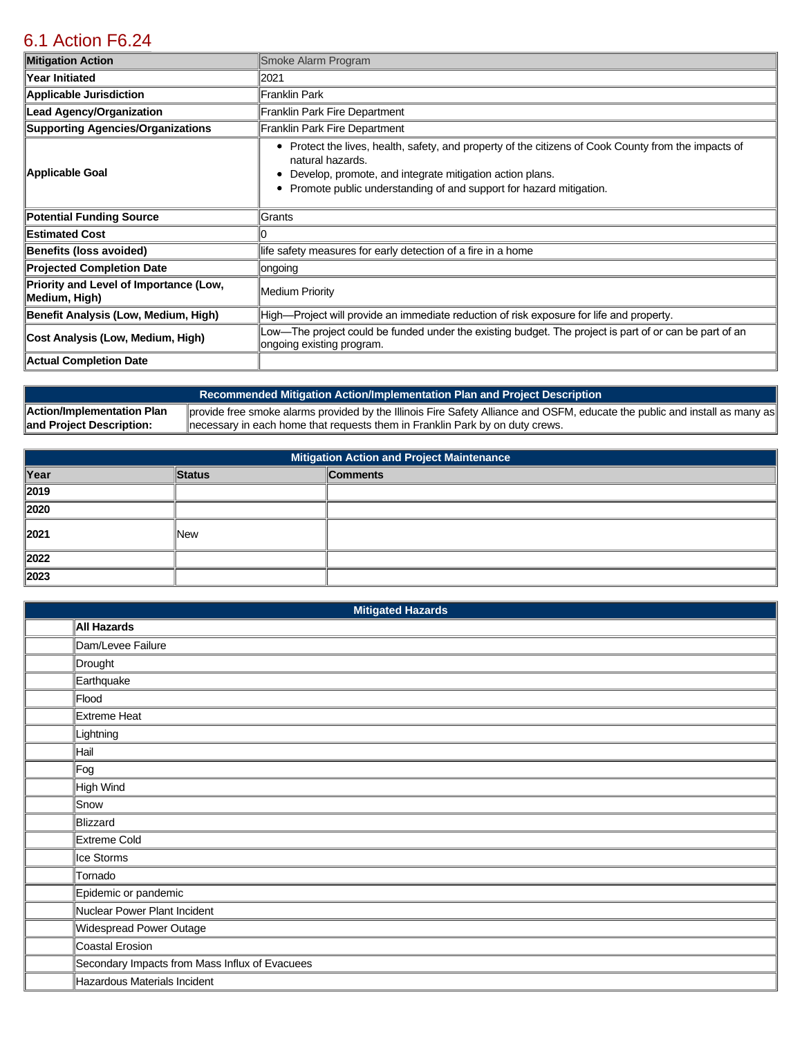# 6.1 Action F6.24

| Mitigation Action | Smoke Alarm Program |
|---|---|
| Year Initiated | 2021 |
| Applicable Jurisdiction | Franklin Park |
| Lead Agency/Organization | Franklin Park Fire Department |
| Supporting Agencies/Organizations | Franklin Park Fire Department |
| Applicable Goal | • Protect the lives, health, safety, and property of the citizens of Cook County from the impacts of natural hazards.<br>• Develop, promote, and integrate mitigation action plans.<br>• Promote public understanding of and support for hazard mitigation. |
| Potential Funding Source | Grants |
| Estimated Cost | 0 |
| Benefits (loss avoided) | life safety measures for early detection of a fire in a home |
| Projected Completion Date | ongoing |
| Priority and Level of Importance (Low, Medium, High) | Medium Priority |
| Benefit Analysis (Low, Medium, High) | High—Project will provide an immediate reduction of risk exposure for life and property. |
| Cost Analysis (Low, Medium, High) | Low—The project could be funded under the existing budget. The project is part of or can be part of an ongoing existing program. |
| Actual Completion Date | |

| Recommended Mitigation Action/Implementation Plan and Project Description | |
|---|---|
| Action/Implementation Plan and Project Description: | provide free smoke alarms provided by the Illinois Fire Safety Alliance and OSFM, educate the public and install as many as necessary in each home that requests them in Franklin Park by on duty crews. |

| Mitigation Action and Project Maintenance | | |
|---|---|---|
| Year | Status | Comments |
| 2019 | | |
| 2020 | | |
| 2021 | New | |
| 2022 | | |
| 2023 | | |

| Mitigated Hazards | |
|---|---|
| | **All Hazards** |
| | Dam/Levee Failure |
| | Drought |
| | Earthquake |
| | Flood |
| | Extreme Heat |
| | Lightning |
| | Hail |
| | Fog |
| | High Wind |
| | Snow |
| | Blizzard |
| | Extreme Cold |
| | Ice Storms |
| | Tornado |
| | Epidemic or pandemic |
| | Nuclear Power Plant Incident |
| | Widespread Power Outage |
| | Coastal Erosion |
| | Secondary Impacts from Mass Influx of Evacuees |
| | Hazardous Materials Incident |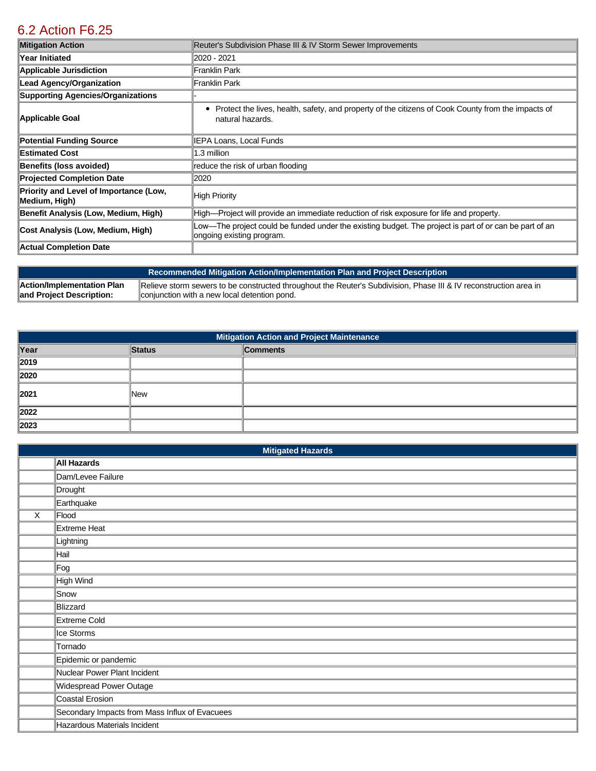## 6.2 Action F6.25

| | |
|---|---|
| **Mitigation Action** | Reuter's Subdivision Phase III & IV Storm Sewer Improvements |
| **Year Initiated** | 2020 - 2021 |
| **Applicable Jurisdiction** | Franklin Park |
| **Lead Agency/Organization** | Franklin Park |
| **Supporting Agencies/Organizations** | - |
| **Applicable Goal** | • Protect the lives, health, safety, and property of the citizens of Cook County from the impacts of natural hazards. |
| **Potential Funding Source** | IEPA Loans, Local Funds |
| **Estimated Cost** | 1.3 million |
| **Benefits (loss avoided)** | reduce the risk of urban flooding |
| **Projected Completion Date** | 2020 |
| **Priority and Level of Importance (Low, Medium, High)** | High Priority |
| **Benefit Analysis (Low, Medium, High)** | High—Project will provide an immediate reduction of risk exposure for life and property. |
| **Cost Analysis (Low, Medium, High)** | Low—The project could be funded under the existing budget. The project is part of or can be part of an ongoing existing program. |
| **Actual Completion Date** | |

| Recommended Mitigation Action/Implementation Plan and Project Description | |
|---|---|
| **Action/Implementation Plan and Project Description:** | Relieve storm sewers to be constructed throughout the Reuter's Subdivision, Phase III & IV reconstruction area in conjunction with a new local detention pond. |

| Mitigation Action and Project Maintenance | | |
|---|---|---|
| **Year** | **Status** | **Comments** |
| **2019** | | |
| **2020** | | |
| **2021** | New | |
| **2022** | | |
| **2023** | | |

| Mitigated Hazards | |
|---|---|
| | **All Hazards** |
| | Dam/Levee Failure |
| | Drought |
| | Earthquake |
| X | Flood |
| | Extreme Heat |
| | Lightning |
| | Hail |
| | Fog |
| | High Wind |
| | Snow |
| | Blizzard |
| | Extreme Cold |
| | Ice Storms |
| | Tornado |
| | Epidemic or pandemic |
| | Nuclear Power Plant Incident |
| | Widespread Power Outage |
| | Coastal Erosion |
| | Secondary Impacts from Mass Influx of Evacuees |
| | Hazardous Materials Incident |